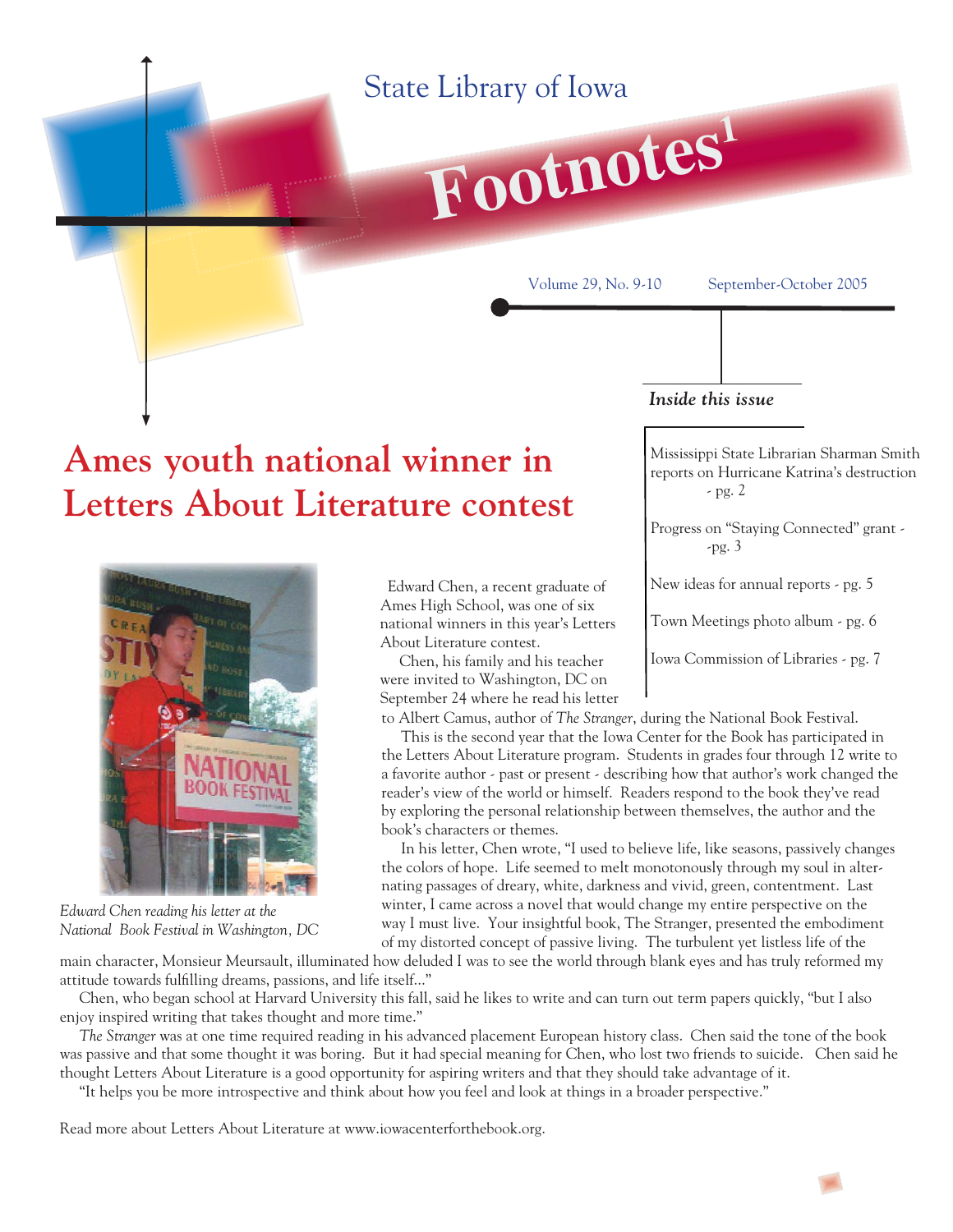State Library of Iowa

# Footnotes[1]

Volume 29, No. 9-10 September-October 2005

*Inside this issue*

Mississippi State Librarian Sharman Smith reports on Hurricane Katrina's destruction - pg. 2

Progress on "Staying Connected" grant - -pg. 3

New ideas for annual reports - pg. 5

Town Meetings photo album - pg. 6

Iowa Commission of Libraries - pg. 7

## Ames youth national winner in Letters About Literature contest

*Edward Chen reading his letter at the National Book Festival in Washington, DC*

Edward Chen, a recent graduate of Ames High School, was one of six national winners in this year's Letters About Literature contest.

Chen, his family and his teacher were invited to Washington, DC on September 24 where he read his letter to Albert Camus, author of *The Stranger*, during the National Book Festival.

This is the second year that the Iowa Center for the Book has participated in the Letters About Literature program. Students in grades four through 12 write to a favorite author - past or present - describing how that author's work changed the reader's view of the world or himself. Readers respond to the book they've read by exploring the personal relationship between themselves, the author and the book's characters or themes.

In his letter, Chen wrote, "I used to believe life, like seasons, passively changes the colors of hope. Life seemed to melt monotonously through my soul in alternating passages of dreary, white, darkness and vivid, green, contentment. Last winter, I came across a novel that would change my entire perspective on the way I must live. Your insightful book, The Stranger, presented the embodiment of my distorted concept of passive living. The turbulent yet listless life of the main character, Monsieur Meursault, illuminated how deluded I was to see the world through blank eyes and has truly reformed my attitude towards fulfilling dreams, passions, and life itself..."

Chen, who began school at Harvard University this fall, said he likes to write and can turn out term papers quickly, "but I also enjoy inspired writing that takes thought and more time."

*The Stranger* was at one time required reading in his advanced placement European history class. Chen said the tone of the book was passive and that some thought it was boring. But it had special meaning for Chen, who lost two friends to suicide. Chen said he thought Letters About Literature is a good opportunity for aspiring writers and that they should take advantage of it.

"It helps you be more introspective and think about how you feel and look at things in a broader perspective."

Read more about Letters About Literature at www.iowacenterforthebook.org.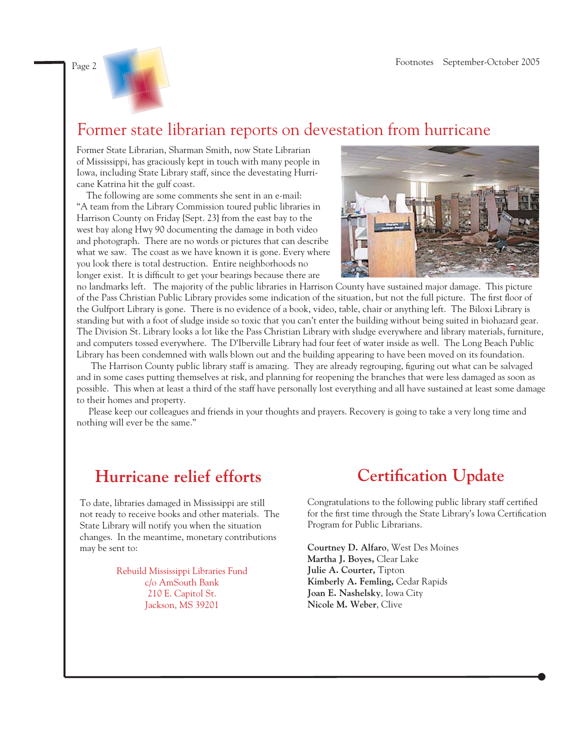# Former state librarian reports on devestation from hurricane

Former State Librarian, Sharman Smith, now State Librarian of Mississippi, has graciously kept in touch with many people in Iowa, including State Library staff, since the devestating Hurricane Katrina hit the gulf coast.

The following are some comments she sent in an e-mail: "A team from the Library Commission toured public libraries in Harrison County on Friday {Sept. 23} from the east bay to the west bay along Hwy 90 documenting the damage in both video and photograph. There are no words or pictures that can describe what we saw. The coast as we have known it is gone. Every where you look there is total destruction. Entire neighborhoods no longer exist. It is difficult to get your bearings because there are no landmarks left. The majority of the public libraries in Harrison County have sustained major damage. This picture of the Pass Christian Public Library provides some indication of the situation, but not the full picture. The first floor of the Gulfport Library is gone. There is no evidence of a book, video, table, chair or anything left. The Biloxi Library is standing but with a foot of sludge inside so toxic that you can't enter the building without being suited in biohazard gear. The Division St. Library looks a lot like the Pass Christian Library with sludge everywhere and library materials, furniture, and computers tossed everywhere. The D'Iberville Library had four feet of water inside as well. The Long Beach Public Library has been condemned with walls blown out and the building appearing to have been moved on its foundation.

The Harrison County public library staff is amazing. They are already regrouping, figuring out what can be salvaged and in some cases putting themselves at risk, and planning for reopening the branches that were less damaged as soon as possible. This when at least a third of the staff have personally lost everything and all have sustained at least some damage to their homes and property.

Please keep our colleagues and friends in your thoughts and prayers. Recovery is going to take a very long time and nothing will ever be the same."

## Hurricane relief efforts

To date, libraries damaged in Mississippi are still not ready to receive books and other materials. The State Library will notify you when the situation changes. In the meantime, monetary contributions may be sent to:

Rebuild Mississippi Libraries Fund
c/o AmSouth Bank
210 E. Capitol St.
Jackson, MS 39201

## Certification Update

Congratulations to the following public library staff certified for the first time through the State Library's Iowa Certification Program for Public Librarians.

**Courtney D. Alfaro**, West Des Moines
**Martha J. Boyes,** Clear Lake
**Julie A. Courter,** Tipton
**Kimberly A. Femling,** Cedar Rapids
**Joan E. Nashelsky**, Iowa City
**Nicole M. Weber**, Clive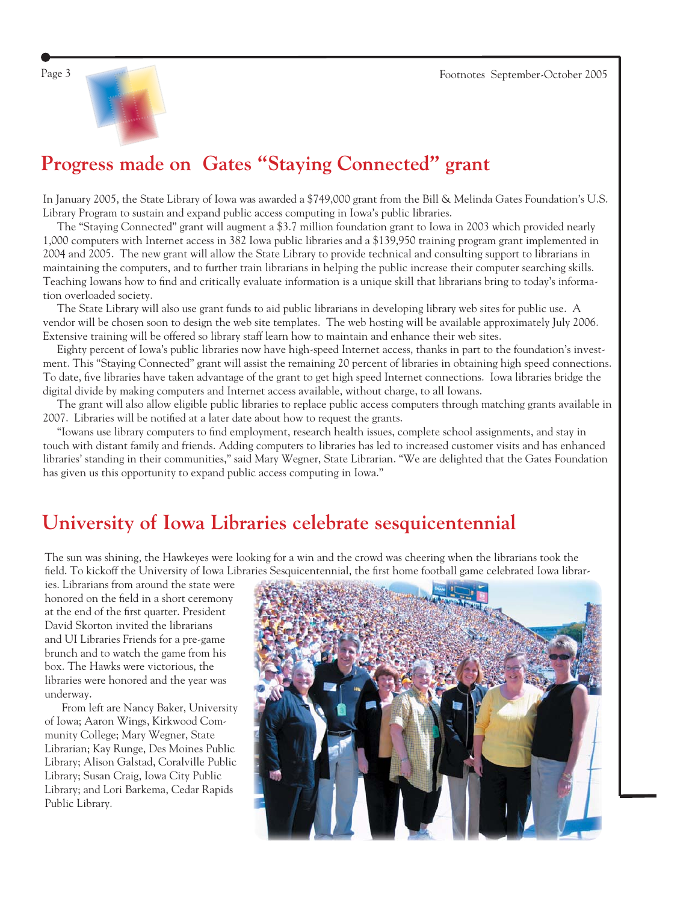## Progress made on Gates "Staying Connected" grant

In January 2005, the State Library of Iowa was awarded a $749,000 grant from the Bill & Melinda Gates Foundation's U.S. Library Program to sustain and expand public access computing in Iowa's public libraries.

The "Staying Connected" grant will augment a $3.7 million foundation grant to Iowa in 2003 which provided nearly 1,000 computers with Internet access in 382 Iowa public libraries and a $139,950 training program grant implemented in 2004 and 2005. The new grant will allow the State Library to provide technical and consulting support to librarians in maintaining the computers, and to further train librarians in helping the public increase their computer searching skills. Teaching Iowans how to find and critically evaluate information is a unique skill that librarians bring to today's information overloaded society.

The State Library will also use grant funds to aid public librarians in developing library web sites for public use. A vendor will be chosen soon to design the web site templates. The web hosting will be available approximately July 2006. Extensive training will be offered so library staff learn how to maintain and enhance their web sites.

Eighty percent of Iowa's public libraries now have high-speed Internet access, thanks in part to the foundation's investment. This "Staying Connected" grant will assist the remaining 20 percent of libraries in obtaining high speed connections. To date, five libraries have taken advantage of the grant to get high speed Internet connections. Iowa libraries bridge the digital divide by making computers and Internet access available, without charge, to all Iowans.

The grant will also allow eligible public libraries to replace public access computers through matching grants available in 2007. Libraries will be notified at a later date about how to request the grants.

"Iowans use library computers to find employment, research health issues, complete school assignments, and stay in touch with distant family and friends. Adding computers to libraries has led to increased customer visits and has enhanced libraries' standing in their communities," said Mary Wegner, State Librarian. "We are delighted that the Gates Foundation has given us this opportunity to expand public access computing in Iowa."

## University of Iowa Libraries celebrate sesquicentennial

The sun was shining, the Hawkeyes were looking for a win and the crowd was cheering when the librarians took the field. To kickoff the University of Iowa Libraries Sesquicentennial, the first home football game celebrated Iowa libraries. Librarians from around the state were honored on the field in a short ceremony at the end of the first quarter. President David Skorton invited the librarians and UI Libraries Friends for a pre-game brunch and to watch the game from his box. The Hawks were victorious, the libraries were honored and the year was underway.

From left are Nancy Baker, University of Iowa; Aaron Wings, Kirkwood Community College; Mary Wegner, State Librarian; Kay Runge, Des Moines Public Library; Alison Galstad, Coralville Public Library; Susan Craig, Iowa City Public Library; and Lori Barkema, Cedar Rapids Public Library.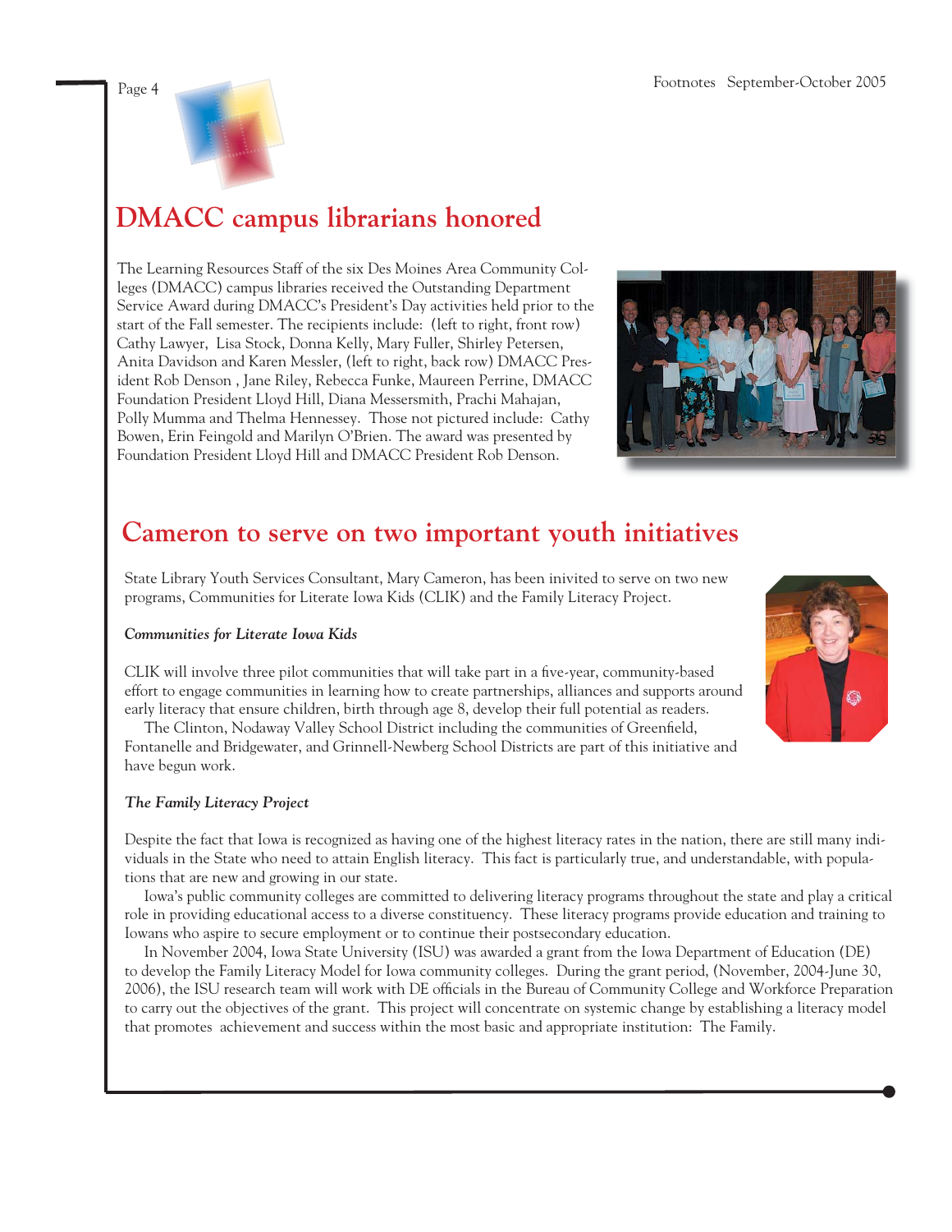## DMACC campus librarians honored

The Learning Resources Staff of the six Des Moines Area Community Colleges (DMACC) campus libraries received the Outstanding Department Service Award during DMACC's President's Day activities held prior to the start of the Fall semester. The recipients include: (left to right, front row) Cathy Lawyer, Lisa Stock, Donna Kelly, Mary Fuller, Shirley Petersen, Anita Davidson and Karen Messler, (left to right, back row) DMACC President Rob Denson , Jane Riley, Rebecca Funke, Maureen Perrine, DMACC Foundation President Lloyd Hill, Diana Messersmith, Prachi Mahajan, Polly Mumma and Thelma Hennessey. Those not pictured include: Cathy Bowen, Erin Feingold and Marilyn O'Brien. The award was presented by Foundation President Lloyd Hill and DMACC President Rob Denson.

## Cameron to serve on two important youth initiatives

State Library Youth Services Consultant, Mary Cameron, has been inivited to serve on two new programs, Communities for Literate Iowa Kids (CLIK) and the Family Literacy Project.

***Communities for Literate Iowa Kids***

CLIK will involve three pilot communities that will take part in a five-year, community-based effort to engage communities in learning how to create partnerships, alliances and supports around early literacy that ensure children, birth through age 8, develop their full potential as readers.

The Clinton, Nodaway Valley School District including the communities of Greenfield, Fontanelle and Bridgewater, and Grinnell-Newberg School Districts are part of this initiative and have begun work.

***The Family Literacy Project***

Despite the fact that Iowa is recognized as having one of the highest literacy rates in the nation, there are still many individuals in the State who need to attain English literacy. This fact is particularly true, and understandable, with populations that are new and growing in our state.

Iowa's public community colleges are committed to delivering literacy programs throughout the state and play a critical role in providing educational access to a diverse constituency. These literacy programs provide education and training to Iowans who aspire to secure employment or to continue their postsecondary education.

In November 2004, Iowa State University (ISU) was awarded a grant from the Iowa Department of Education (DE) to develop the Family Literacy Model for Iowa community colleges. During the grant period, (November, 2004-June 30, 2006), the ISU research team will work with DE officials in the Bureau of Community College and Workforce Preparation to carry out the objectives of the grant. This project will concentrate on systemic change by establishing a literacy model that promotes achievement and success within the most basic and appropriate institution: The Family.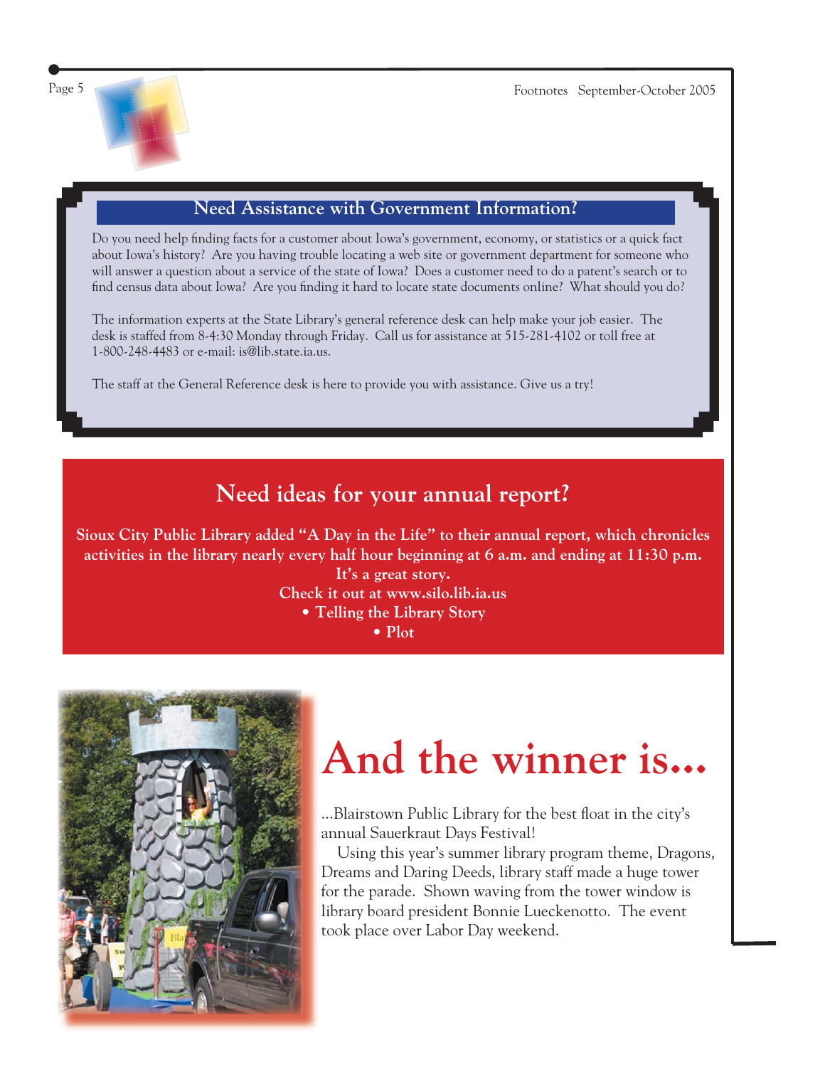## Need Assistance with Government Information?

Do you need help finding facts for a customer about Iowa's government, economy, or statistics or a quick fact about Iowa's history? Are you having trouble locating a web site or government department for someone who will answer a question about a service of the state of Iowa? Does a customer need to do a patent's search or to find census data about Iowa? Are you finding it hard to locate state documents online? What should you do?

The information experts at the State Library's general reference desk can help make your job easier. The desk is staffed from 8-4:30 Monday through Friday. Call us for assistance at 515-281-4102 or toll free at 1-800-248-4483 or e-mail: is@lib.state.ia.us.

The staff at the General Reference desk is here to provide you with assistance. Give us a try!

## Need ideas for your annual report?

**Sioux City Public Library added "A Day in the Life" to their annual report, which chronicles activities in the library nearly every half hour beginning at 6 a.m. and ending at 11:30 p.m. It's a great story.**

**Check it out at www.silo.lib.ia.us**

**• Telling the Library Story**

**• Plot**

# And the winner is...

...Blairstown Public Library for the best float in the city's annual Sauerkraut Days Festival!

Using this year's summer library program theme, Dragons, Dreams and Daring Deeds, library staff made a huge tower for the parade. Shown waving from the tower window is library board president Bonnie Lueckenotto. The event took place over Labor Day weekend.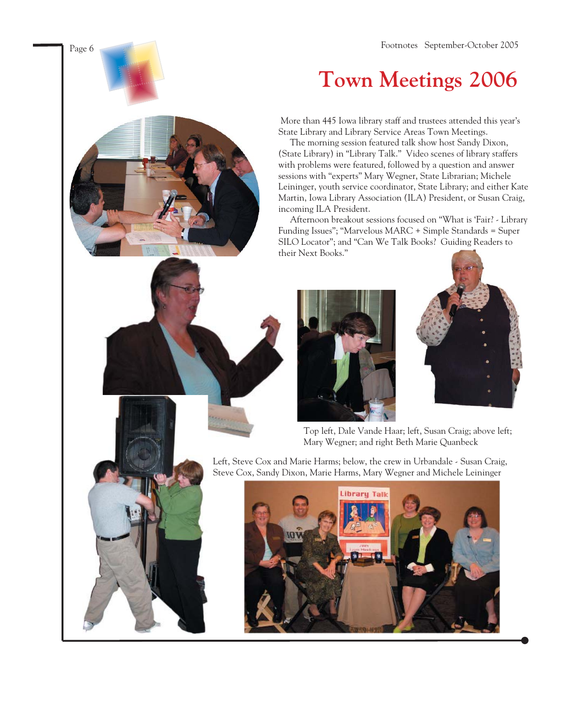# Town Meetings 2006

More than 445 Iowa library staff and trustees attended this year's State Library and Library Service Areas Town Meetings.

The morning session featured talk show host Sandy Dixon, (State Library) in "Library Talk." Video scenes of library staffers with problems were featured, followed by a question and answer sessions with "experts" Mary Wegner, State Librarian; Michele Leininger, youth service coordinator, State Library; and either Kate Martin, Iowa Library Association (ILA) President, or Susan Craig, incoming ILA President.

Afternoon breakout sessions focused on "What is 'Fair? - Library Funding Issues"; "Marvelous MARC + Simple Standards = Super SILO Locator"; and "Can We Talk Books? Guiding Readers to their Next Books."

Top left, Dale Vande Haar; left, Susan Craig; above left; Mary Wegner; and right Beth Marie Quanbeck

Left, Steve Cox and Marie Harms; below, the crew in Urbandale - Susan Craig, Steve Cox, Sandy Dixon, Marie Harms, Mary Wegner and Michele Leininger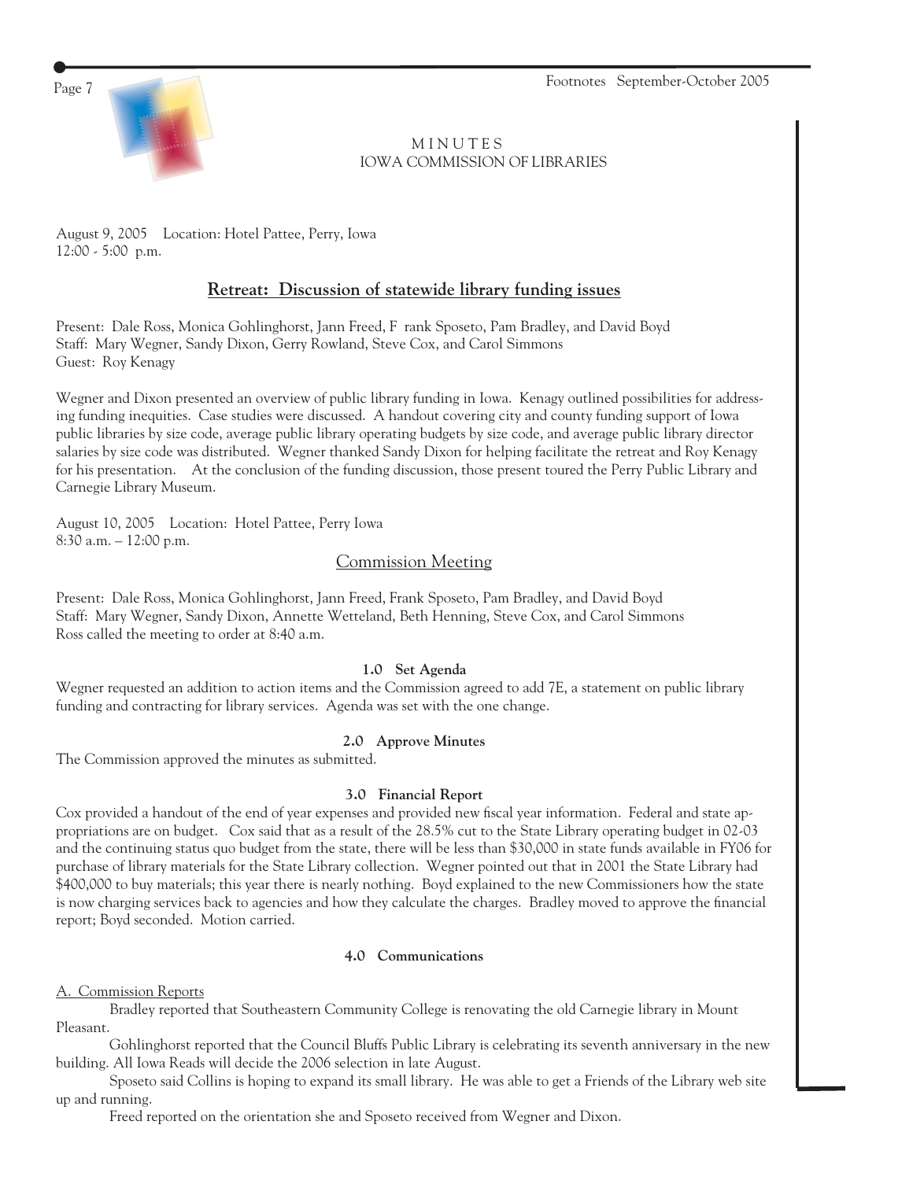# MINUTES
## IOWA COMMISSION OF LIBRARIES

August 9, 2005 Location: Hotel Pattee, Perry, Iowa
12:00 - 5:00 p.m.

## Retreat: Discussion of statewide library funding issues

Present: Dale Ross, Monica Gohlinghorst, Jann Freed, F rank Sposeto, Pam Bradley, and David Boyd
Staff: Mary Wegner, Sandy Dixon, Gerry Rowland, Steve Cox, and Carol Simmons
Guest: Roy Kenagy

Wegner and Dixon presented an overview of public library funding in Iowa. Kenagy outlined possibilities for addressing funding inequities. Case studies were discussed. A handout covering city and county funding support of Iowa public libraries by size code, average public library operating budgets by size code, and average public library director salaries by size code was distributed. Wegner thanked Sandy Dixon for helping facilitate the retreat and Roy Kenagy for his presentation. At the conclusion of the funding discussion, those present toured the Perry Public Library and Carnegie Library Museum.

August 10, 2005 Location: Hotel Pattee, Perry Iowa
8:30 a.m. – 12:00 p.m.

## Commission Meeting

Present: Dale Ross, Monica Gohlinghorst, Jann Freed, Frank Sposeto, Pam Bradley, and David Boyd
Staff: Mary Wegner, Sandy Dixon, Annette Wetteland, Beth Henning, Steve Cox, and Carol Simmons
Ross called the meeting to order at 8:40 a.m.

### 1.0 Set Agenda

Wegner requested an addition to action items and the Commission agreed to add 7E, a statement on public library funding and contracting for library services. Agenda was set with the one change.

### 2.0 Approve Minutes

The Commission approved the minutes as submitted.

### 3.0 Financial Report

Cox provided a handout of the end of year expenses and provided new fiscal year information. Federal and state appropriations are on budget. Cox said that as a result of the 28.5% cut to the State Library operating budget in 02-03 and the continuing status quo budget from the state, there will be less than $30,000 in state funds available in FY06 for purchase of library materials for the State Library collection. Wegner pointed out that in 2001 the State Library had $400,000 to buy materials; this year there is nearly nothing. Boyd explained to the new Commissioners how the state is now charging services back to agencies and how they calculate the charges. Bradley moved to approve the financial report; Boyd seconded. Motion carried.

### 4.0 Communications

A. Commission Reports

Bradley reported that Southeastern Community College is renovating the old Carnegie library in Mount Pleasant.

Gohlinghorst reported that the Council Bluffs Public Library is celebrating its seventh anniversary in the new building. All Iowa Reads will decide the 2006 selection in late August.

Sposeto said Collins is hoping to expand its small library. He was able to get a Friends of the Library web site up and running.

Freed reported on the orientation she and Sposeto received from Wegner and Dixon.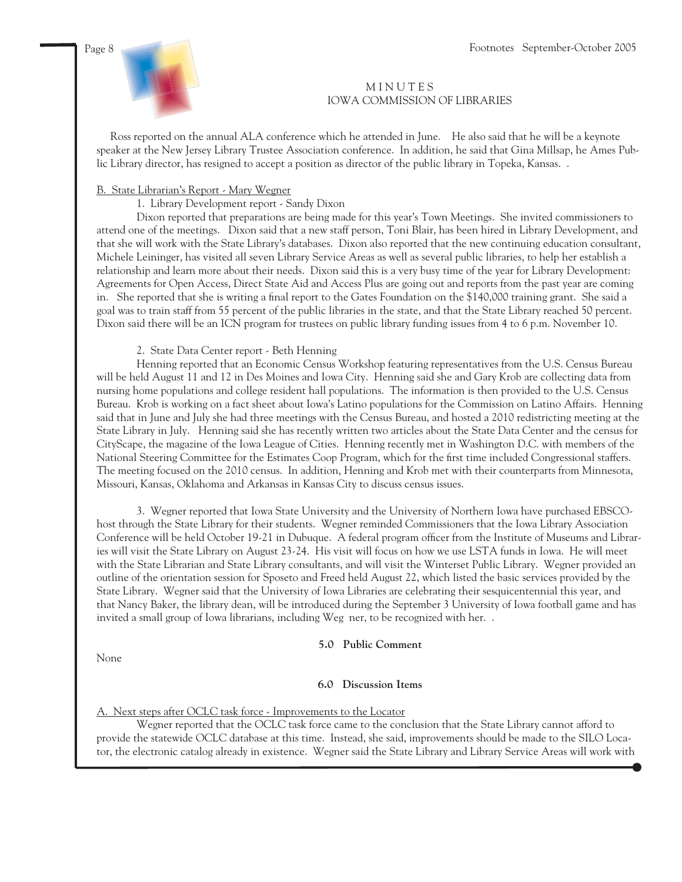## MINUTES
## IOWA COMMISSION OF LIBRARIES

Ross reported on the annual ALA conference which he attended in June. He also said that he will be a keynote speaker at the New Jersey Library Trustee Association conference. In addition, he said that Gina Millsap, he Ames Public Library director, has resigned to accept a position as director of the public library in Topeka, Kansas. .

B. State Librarian's Report - Mary Wegner

1. Library Development report - Sandy Dixon

Dixon reported that preparations are being made for this year's Town Meetings. She invited commissioners to attend one of the meetings. Dixon said that a new staff person, Toni Blair, has been hired in Library Development, and that she will work with the State Library's databases. Dixon also reported that the new continuing education consultant, Michele Leininger, has visited all seven Library Service Areas as well as several public libraries, to help her establish a relationship and learn more about their needs. Dixon said this is a very busy time of the year for Library Development: Agreements for Open Access, Direct State Aid and Access Plus are going out and reports from the past year are coming in. She reported that she is writing a final report to the Gates Foundation on the $140,000 training grant. She said a goal was to train staff from 55 percent of the public libraries in the state, and that the State Library reached 50 percent. Dixon said there will be an ICN program for trustees on public library funding issues from 4 to 6 p.m. November 10.

2. State Data Center report - Beth Henning

Henning reported that an Economic Census Workshop featuring representatives from the U.S. Census Bureau will be held August 11 and 12 in Des Moines and Iowa City. Henning said she and Gary Krob are collecting data from nursing home populations and college resident hall populations. The information is then provided to the U.S. Census Bureau. Krob is working on a fact sheet about Iowa's Latino populations for the Commission on Latino Affairs. Henning said that in June and July she had three meetings with the Census Bureau, and hosted a 2010 redistricting meeting at the State Library in July. Henning said she has recently written two articles about the State Data Center and the census for CityScape, the magazine of the Iowa League of Cities. Henning recently met in Washington D.C. with members of the National Steering Committee for the Estimates Coop Program, which for the first time included Congressional staffers. The meeting focused on the 2010 census. In addition, Henning and Krob met with their counterparts from Minnesota, Missouri, Kansas, Oklahoma and Arkansas in Kansas City to discuss census issues.

3. Wegner reported that Iowa State University and the University of Northern Iowa have purchased EBSCOhost through the State Library for their students. Wegner reminded Commissioners that the Iowa Library Association Conference will be held October 19-21 in Dubuque. A federal program officer from the Institute of Museums and Libraries will visit the State Library on August 23-24. His visit will focus on how we use LSTA funds in Iowa. He will meet with the State Librarian and State Library consultants, and will visit the Winterset Public Library. Wegner provided an outline of the orientation session for Sposeto and Freed held August 22, which listed the basic services provided by the State Library. Wegner said that the University of Iowa Libraries are celebrating their sesquicentennial this year, and that Nancy Baker, the library dean, will be introduced during the September 3 University of Iowa football game and has invited a small group of Iowa librarians, including Weg ner, to be recognized with her. .

### 5.0 Public Comment

None

### 6.0 Discussion Items

A. Next steps after OCLC task force - Improvements to the Locator

Wegner reported that the OCLC task force came to the conclusion that the State Library cannot afford to provide the statewide OCLC database at this time. Instead, she said, improvements should be made to the SILO Locator, the electronic catalog already in existence. Wegner said the State Library and Library Service Areas will work with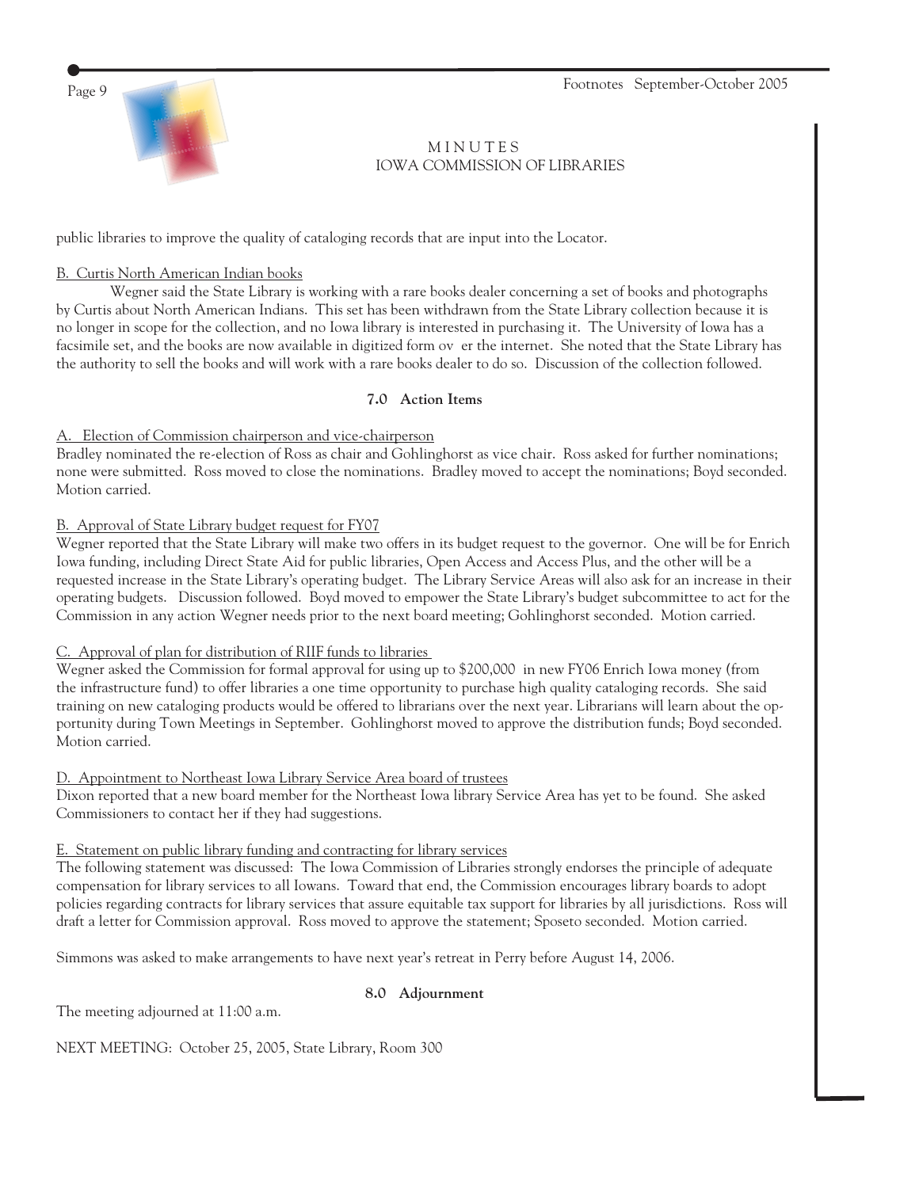## MINUTES
## IOWA COMMISSION OF LIBRARIES

public libraries to improve the quality of cataloging records that are input into the Locator.

B. Curtis North American Indian books

Wegner said the State Library is working with a rare books dealer concerning a set of books and photographs by Curtis about North American Indians. This set has been withdrawn from the State Library collection because it is no longer in scope for the collection, and no Iowa library is interested in purchasing it. The University of Iowa has a facsimile set, and the books are now available in digitized form ov er the internet. She noted that the State Library has the authority to sell the books and will work with a rare books dealer to do so. Discussion of the collection followed.

### 7.0 Action Items

A. Election of Commission chairperson and vice-chairperson

Bradley nominated the re-election of Ross as chair and Gohlinghorst as vice chair. Ross asked for further nominations; none were submitted. Ross moved to close the nominations. Bradley moved to accept the nominations; Boyd seconded. Motion carried.

B. Approval of State Library budget request for FY07

Wegner reported that the State Library will make two offers in its budget request to the governor. One will be for Enrich Iowa funding, including Direct State Aid for public libraries, Open Access and Access Plus, and the other will be a requested increase in the State Library's operating budget. The Library Service Areas will also ask for an increase in their operating budgets. Discussion followed. Boyd moved to empower the State Library's budget subcommittee to act for the Commission in any action Wegner needs prior to the next board meeting; Gohlinghorst seconded. Motion carried.

C. Approval of plan for distribution of RIIF funds to libraries

Wegner asked the Commission for formal approval for using up to $200,000 in new FY06 Enrich Iowa money (from the infrastructure fund) to offer libraries a one time opportunity to purchase high quality cataloging records. She said training on new cataloging products would be offered to librarians over the next year. Librarians will learn about the opportunity during Town Meetings in September. Gohlinghorst moved to approve the distribution funds; Boyd seconded. Motion carried.

D. Appointment to Northeast Iowa Library Service Area board of trustees

Dixon reported that a new board member for the Northeast Iowa library Service Area has yet to be found. She asked Commissioners to contact her if they had suggestions.

E. Statement on public library funding and contracting for library services

The following statement was discussed: The Iowa Commission of Libraries strongly endorses the principle of adequate compensation for library services to all Iowans. Toward that end, the Commission encourages library boards to adopt policies regarding contracts for library services that assure equitable tax support for libraries by all jurisdictions. Ross will draft a letter for Commission approval. Ross moved to approve the statement; Sposeto seconded. Motion carried.

Simmons was asked to make arrangements to have next year's retreat in Perry before August 14, 2006.

### 8.0 Adjournment

The meeting adjourned at 11:00 a.m.

NEXT MEETING: October 25, 2005, State Library, Room 300